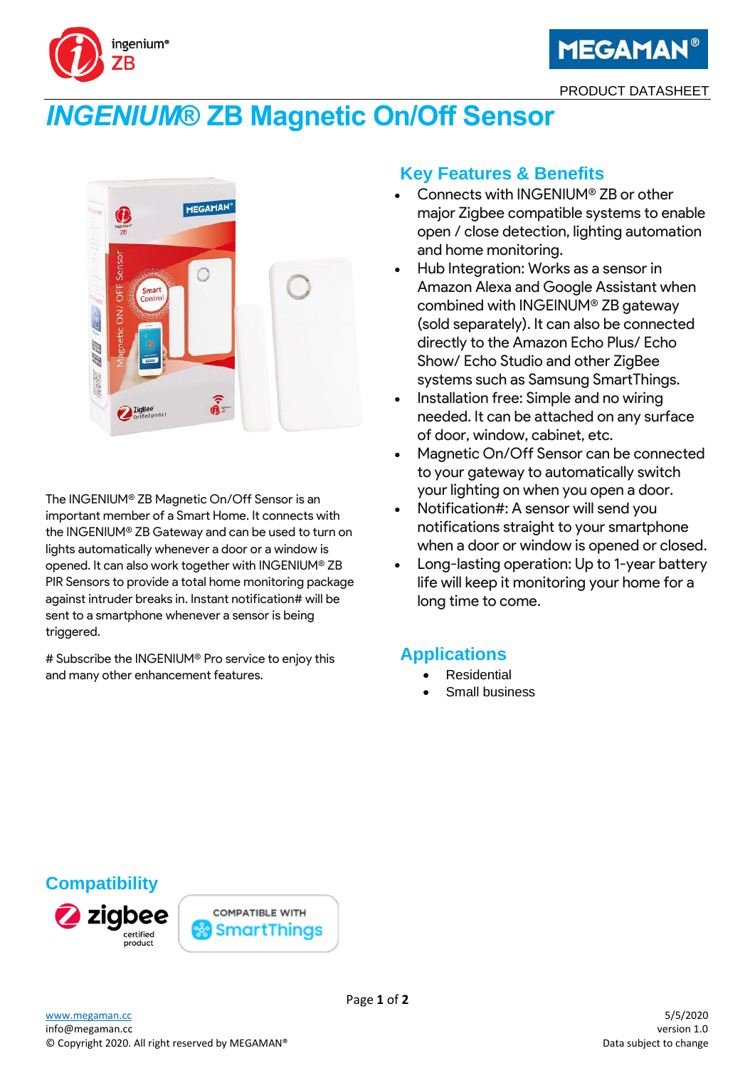PRODUCT DATASHEET

# *INGENIUM*® ZB Magnetic On/Off Sensor

The INGENIUM® ZB Magnetic On/Off Sensor is an important member of a Smart Home. It connects with the INGENIUM® ZB Gateway and can be used to turn on lights automatically whenever a door or a window is opened. It can also work together with INGENIUM® ZB PIR Sensors to provide a total home monitoring package against intruder breaks in. Instant notification# will be sent to a smartphone whenever a sensor is being triggered.

# Subscribe the INGENIUM® Pro service to enjoy this and many other enhancement features.

## Key Features & Benefits

- Connects with INGENIUM® ZB or other major Zigbee compatible systems to enable open / close detection, lighting automation and home monitoring.
- Hub Integration: Works as a sensor in Amazon Alexa and Google Assistant when combined with INGEINUM® ZB gateway (sold separately). It can also be connected directly to the Amazon Echo Plus/ Echo Show/ Echo Studio and other ZigBee systems such as Samsung SmartThings.
- Installation free: Simple and no wiring needed. It can be attached on any surface of door, window, cabinet, etc.
- Magnetic On/Off Sensor can be connected to your gateway to automatically switch your lighting on when you open a door.
- Notification#: A sensor will send you notifications straight to your smartphone when a door or window is opened or closed.
- Long-lasting operation: Up to 1-year battery life will keep it monitoring your home for a long time to come.

## Applications

- Residential
- Small business

## Compatibility

zigbee certified product

COMPATIBLE WITH SmartThings

www.megaman.cc
info@megaman.cc
© Copyright 2020. All right reserved by MEGAMAN®

5/5/2020
version 1.0
Data subject to change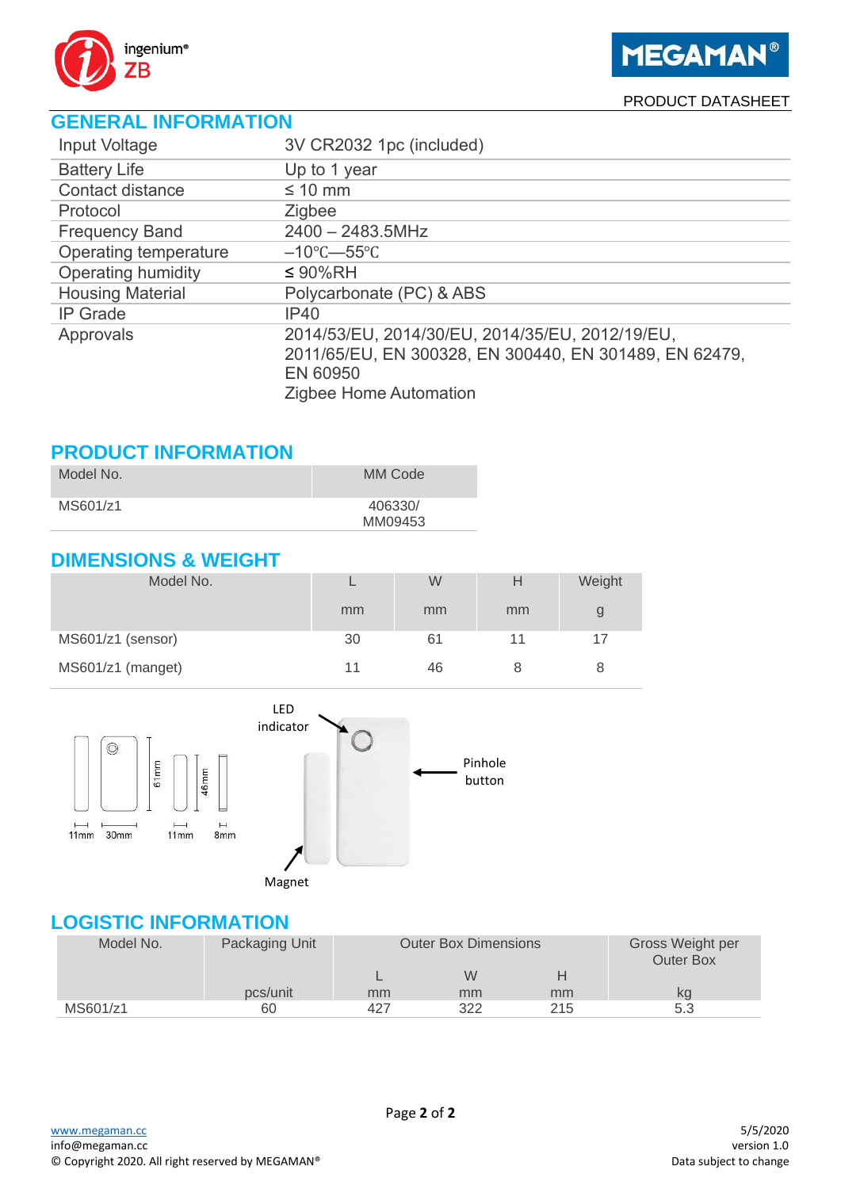PRODUCT DATASHEET

## GENERAL INFORMATION

| | |
|---|---|
| Input Voltage | 3V CR2032 1pc (included) |
| Battery Life | Up to 1 year |
| Contact distance | ≤ 10 mm |
| Protocol | Zigbee |
| Frequency Band | 2400 – 2483.5MHz |
| Operating temperature | –10℃—55℃ |
| Operating humidity | ≤ 90%RH |
| Housing Material | Polycarbonate (PC) & ABS |
| IP Grade | IP40 |
| Approvals | 2014/53/EU, 2014/30/EU, 2014/35/EU, 2012/19/EU, 2011/65/EU, EN 300328, EN 300440, EN 301489, EN 62479, EN 60950<br>Zigbee Home Automation |

## PRODUCT INFORMATION

| Model No. | MM Code |
|---|---|
| MS601/z1 | 406330/ MM09453 |

## DIMENSIONS & WEIGHT

| Model No. | L | W | H | Weight |
|---|---|---|---|---|
| | mm | mm | mm | g |
| MS601/z1 (sensor) | 30 | 61 | 11 | 17 |
| MS601/z1 (manget) | 11 | 46 | 8 | 8 |

61mm
46mm
11mm 30mm
11mm 8mm

LED indicator
Pinhole button
Magnet

## LOGISTIC INFORMATION

| Model No. | Packaging Unit | Outer Box Dimensions | | | Gross Weight per Outer Box |
|---|---|---|---|---|---|
| | | L | W | H | |
| | pcs/unit | mm | mm | mm | kg |
| MS601/z1 | 60 | 427 | 322 | 215 | 5.3 |

www.megaman.cc
info@megaman.cc
© Copyright 2020. All right reserved by MEGAMAN®

5/5/2020
version 1.0
Data subject to change